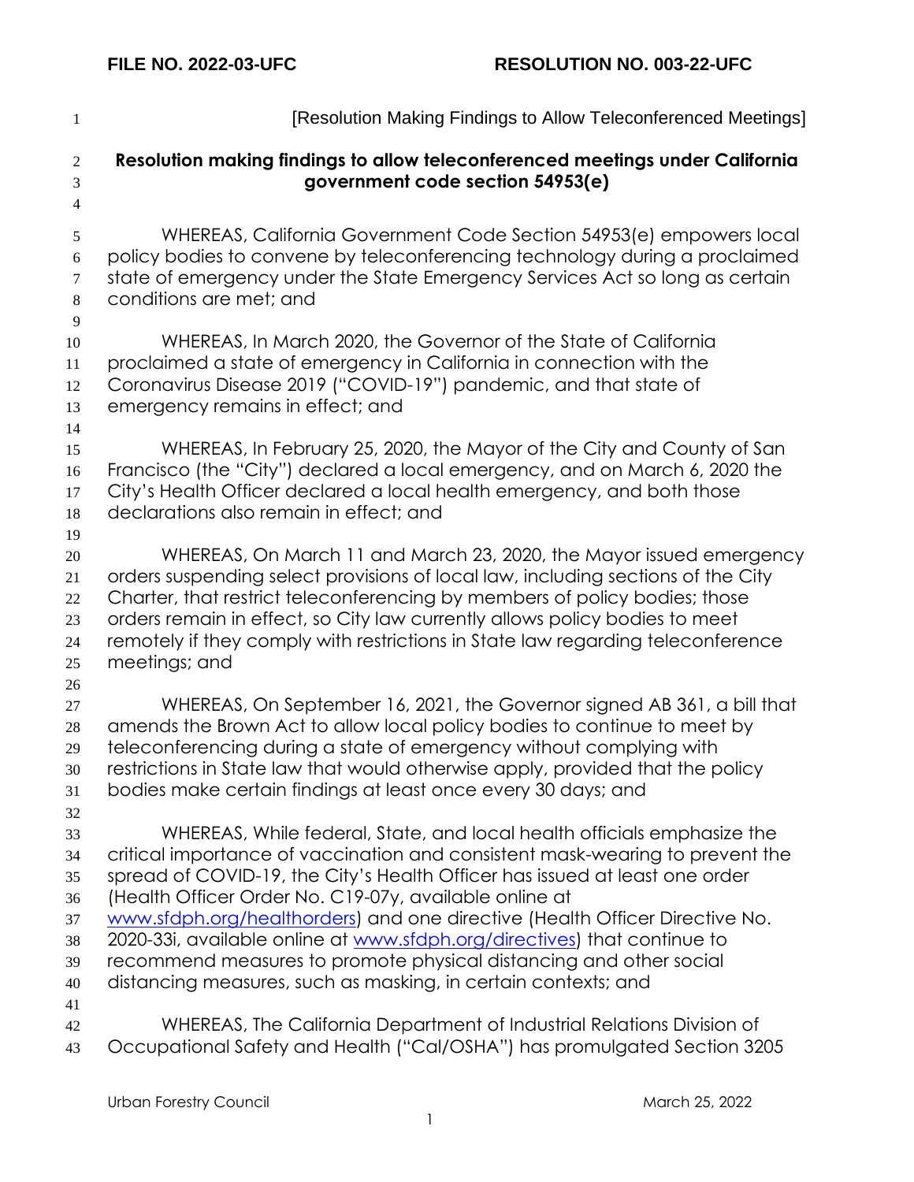**FILE NO. 2022-03-UFC** **RESOLUTION NO. 003-22-UFC**

[Resolution Making Findings to Allow Teleconferenced Meetings]

**Resolution making findings to allow teleconferenced meetings under California government code section 54953(e)**

WHEREAS, California Government Code Section 54953(e) empowers local policy bodies to convene by teleconferencing technology during a proclaimed state of emergency under the State Emergency Services Act so long as certain conditions are met; and

WHEREAS, In March 2020, the Governor of the State of California proclaimed a state of emergency in California in connection with the Coronavirus Disease 2019 ("COVID-19") pandemic, and that state of emergency remains in effect; and

WHEREAS, In February 25, 2020, the Mayor of the City and County of San Francisco (the "City") declared a local emergency, and on March 6, 2020 the City's Health Officer declared a local health emergency, and both those declarations also remain in effect; and

WHEREAS, On March 11 and March 23, 2020, the Mayor issued emergency orders suspending select provisions of local law, including sections of the City Charter, that restrict teleconferencing by members of policy bodies; those orders remain in effect, so City law currently allows policy bodies to meet remotely if they comply with restrictions in State law regarding teleconference meetings; and

WHEREAS, On September 16, 2021, the Governor signed AB 361, a bill that amends the Brown Act to allow local policy bodies to continue to meet by teleconferencing during a state of emergency without complying with restrictions in State law that would otherwise apply, provided that the policy bodies make certain findings at least once every 30 days; and

WHEREAS, While federal, State, and local health officials emphasize the critical importance of vaccination and consistent mask-wearing to prevent the spread of COVID-19, the City's Health Officer has issued at least one order (Health Officer Order No. C19-07y, available online at www.sfdph.org/healthorders) and one directive (Health Officer Directive No. 2020-33i, available online at www.sfdph.org/directives) that continue to recommend measures to promote physical distancing and other social distancing measures, such as masking, in certain contexts; and

WHEREAS, The California Department of Industrial Relations Division of Occupational Safety and Health ("Cal/OSHA") has promulgated Section 3205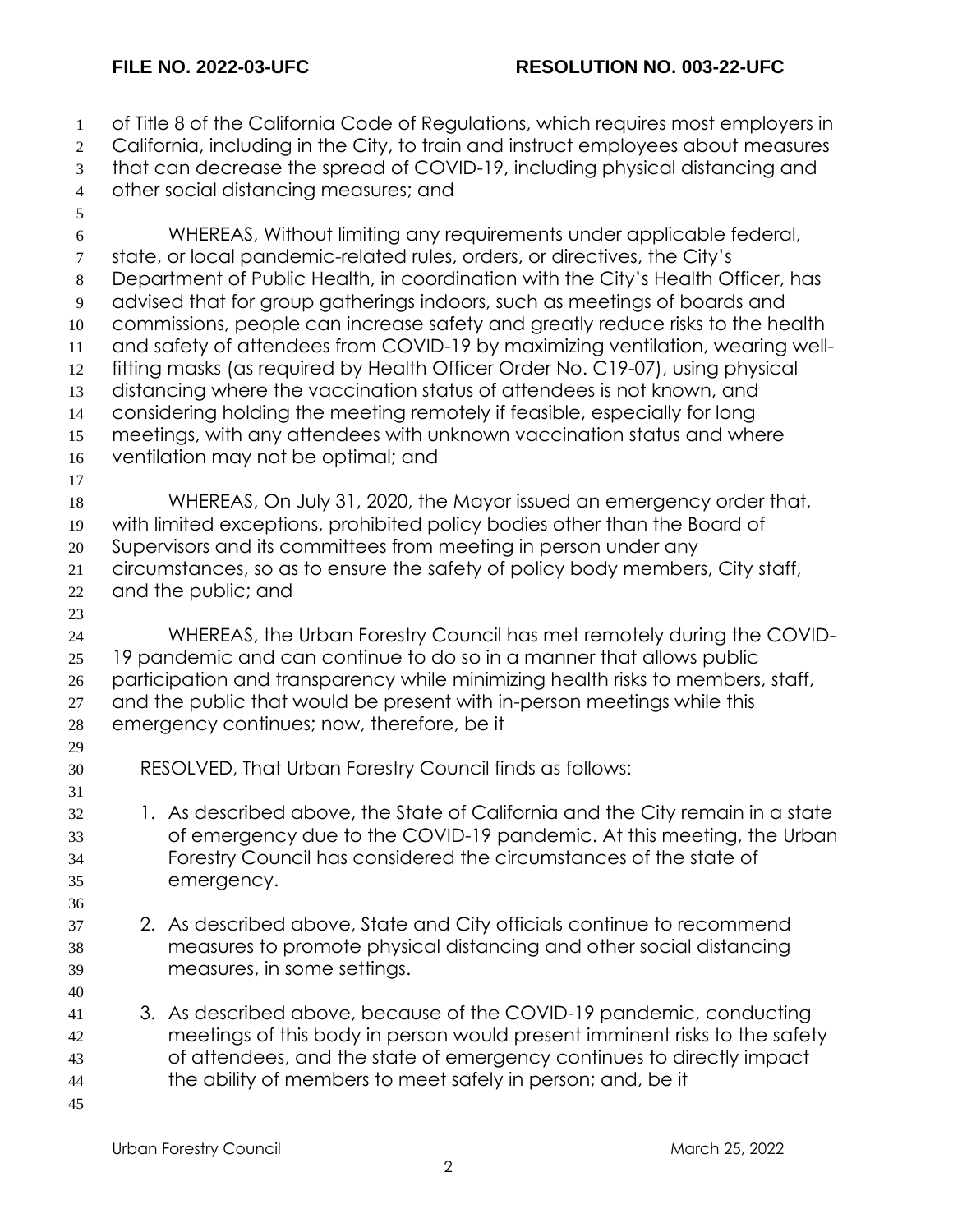of Title 8 of the California Code of Regulations, which requires most employers in California, including in the City, to train and instruct employees about measures that can decrease the spread of COVID-19, including physical distancing and other social distancing measures; and

WHEREAS, Without limiting any requirements under applicable federal, state, or local pandemic-related rules, orders, or directives, the City's Department of Public Health, in coordination with the City's Health Officer, has advised that for group gatherings indoors, such as meetings of boards and commissions, people can increase safety and greatly reduce risks to the health and safety of attendees from COVID-19 by maximizing ventilation, wearing well-fitting masks (as required by Health Officer Order No. C19-07), using physical distancing where the vaccination status of attendees is not known, and considering holding the meeting remotely if feasible, especially for long meetings, with any attendees with unknown vaccination status and where ventilation may not be optimal; and

WHEREAS, On July 31, 2020, the Mayor issued an emergency order that, with limited exceptions, prohibited policy bodies other than the Board of Supervisors and its committees from meeting in person under any circumstances, so as to ensure the safety of policy body members, City staff, and the public; and

WHEREAS, the Urban Forestry Council has met remotely during the COVID-19 pandemic and can continue to do so in a manner that allows public participation and transparency while minimizing health risks to members, staff, and the public that would be present with in-person meetings while this emergency continues; now, therefore, be it

RESOLVED, That Urban Forestry Council finds as follows:

1. As described above, the State of California and the City remain in a state of emergency due to the COVID-19 pandemic. At this meeting, the Urban Forestry Council has considered the circumstances of the state of emergency.

2. As described above, State and City officials continue to recommend measures to promote physical distancing and other social distancing measures, in some settings.

3. As described above, because of the COVID-19 pandemic, conducting meetings of this body in person would present imminent risks to the safety of attendees, and the state of emergency continues to directly impact the ability of members to meet safely in person; and, be it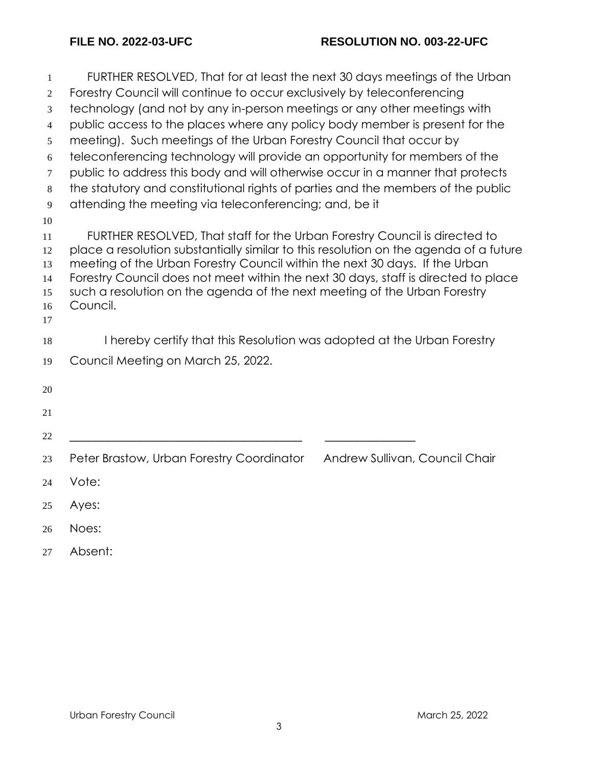FURTHER RESOLVED, That for at least the next 30 days meetings of the Urban Forestry Council will continue to occur exclusively by teleconferencing technology (and not by any in-person meetings or any other meetings with public access to the places where any policy body member is present for the meeting). Such meetings of the Urban Forestry Council that occur by teleconferencing technology will provide an opportunity for members of the public to address this body and will otherwise occur in a manner that protects the statutory and constitutional rights of parties and the members of the public attending the meeting via teleconferencing; and, be it

FURTHER RESOLVED, That staff for the Urban Forestry Council is directed to place a resolution substantially similar to this resolution on the agenda of a future meeting of the Urban Forestry Council within the next 30 days. If the Urban Forestry Council does not meet within the next 30 days, staff is directed to place such a resolution on the agenda of the next meeting of the Urban Forestry Council.

I hereby certify that this Resolution was adopted at the Urban Forestry Council Meeting on March 25, 2022.

_______________________________________ _______________

Peter Brastow, Urban Forestry Coordinator Andrew Sullivan, Council Chair

Vote:

Ayes:

Noes:

Absent: